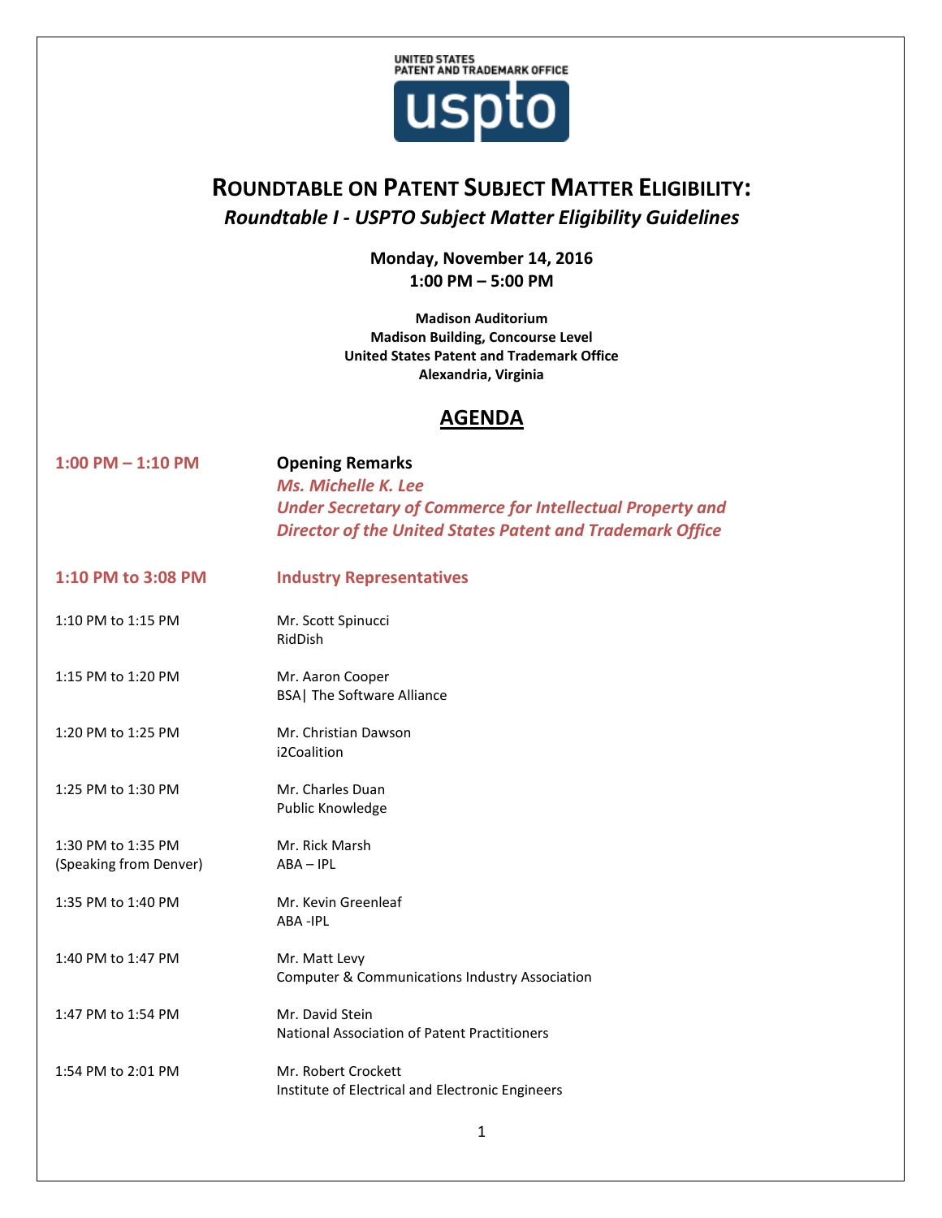UNITED STATES
PATENT AND TRADEMARK OFFICE

uspto

# ROUNDTABLE ON PATENT SUBJECT MATTER ELIGIBILITY:

## *Roundtable I - USPTO Subject Matter Eligibility Guidelines*

**Monday, November 14, 2016**
**1:00 PM – 5:00 PM**

**Madison Auditorium**
**Madison Building, Concourse Level**
**United States Patent and Trademark Office**
**Alexandria, Virginia**

## AGENDA

| | |
|---|---|
| **1:00 PM – 1:10 PM** | **Opening Remarks**<br>***Ms. Michelle K. Lee***<br>***Under Secretary of Commerce for Intellectual Property and Director of the United States Patent and Trademark Office*** |
| **1:10 PM to 3:08 PM** | **Industry Representatives** |
| 1:10 PM to 1:15 PM | Mr. Scott Spinucci<br>RidDish |
| 1:15 PM to 1:20 PM | Mr. Aaron Cooper<br>BSA\| The Software Alliance |
| 1:20 PM to 1:25 PM | Mr. Christian Dawson<br>i2Coalition |
| 1:25 PM to 1:30 PM | Mr. Charles Duan<br>Public Knowledge |
| 1:30 PM to 1:35 PM<br>(Speaking from Denver) | Mr. Rick Marsh<br>ABA – IPL |
| 1:35 PM to 1:40 PM | Mr. Kevin Greenleaf<br>ABA -IPL |
| 1:40 PM to 1:47 PM | Mr. Matt Levy<br>Computer & Communications Industry Association |
| 1:47 PM to 1:54 PM | Mr. David Stein<br>National Association of Patent Practitioners |
| 1:54 PM to 2:01 PM | Mr. Robert Crockett<br>Institute of Electrical and Electronic Engineers |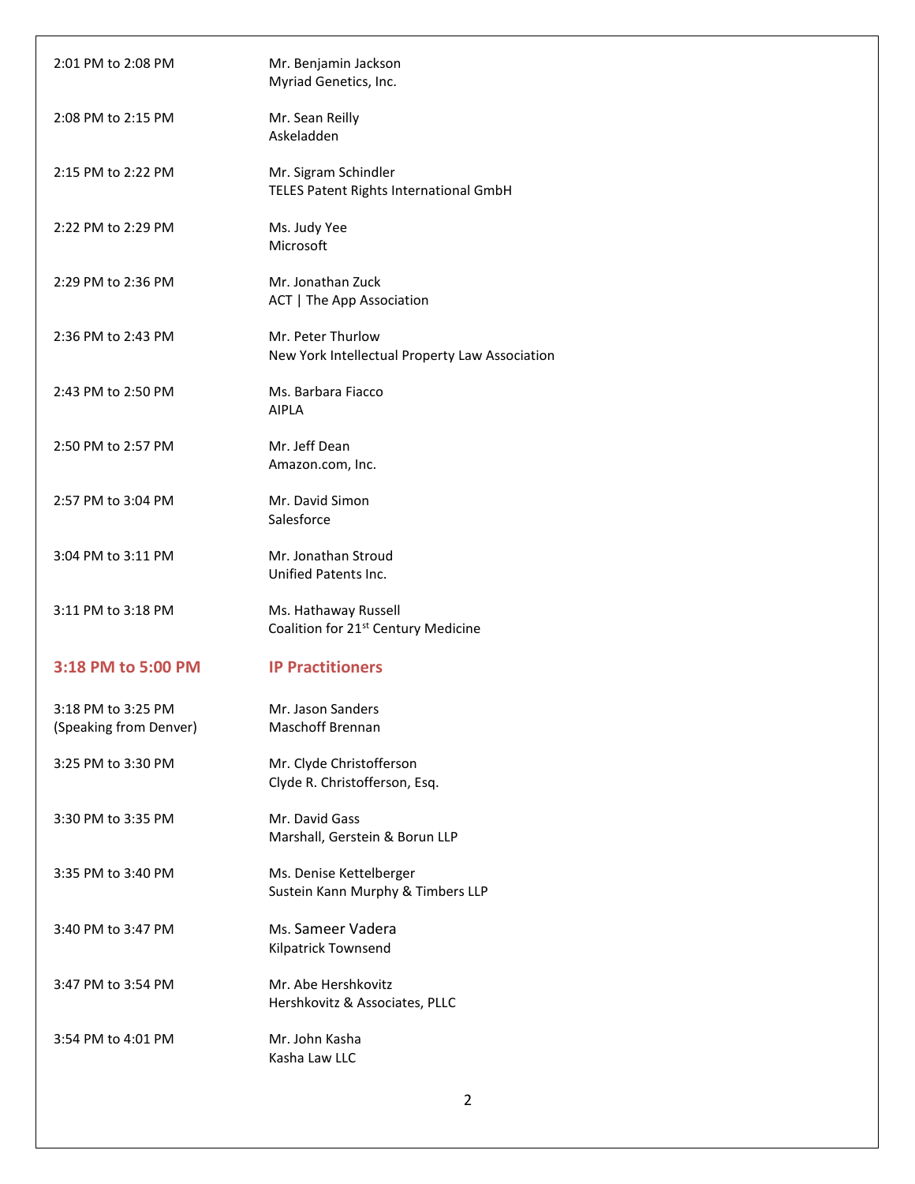| | |
|---|---|
| 2:01 PM to 2:08 PM | Mr. Benjamin Jackson<br>Myriad Genetics, Inc. |
| 2:08 PM to 2:15 PM | Mr. Sean Reilly<br>Askeladden |
| 2:15 PM to 2:22 PM | Mr. Sigram Schindler<br>TELES Patent Rights International GmbH |
| 2:22 PM to 2:29 PM | Ms. Judy Yee<br>Microsoft |
| 2:29 PM to 2:36 PM | Mr. Jonathan Zuck<br>ACT \| The App Association |
| 2:36 PM to 2:43 PM | Mr. Peter Thurlow<br>New York Intellectual Property Law Association |
| 2:43 PM to 2:50 PM | Ms. Barbara Fiacco<br>AIPLA |
| 2:50 PM to 2:57 PM | Mr. Jeff Dean<br>Amazon.com, Inc. |
| 2:57 PM to 3:04 PM | Mr. David Simon<br>Salesforce |
| 3:04 PM to 3:11 PM | Mr. Jonathan Stroud<br>Unified Patents Inc. |
| 3:11 PM to 3:18 PM | Ms. Hathaway Russell<br>Coalition for 21st Century Medicine |
| **3:18 PM to 5:00 PM** | **IP Practitioners** |
| 3:18 PM to 3:25 PM<br>(Speaking from Denver) | Mr. Jason Sanders<br>Maschoff Brennan |
| 3:25 PM to 3:30 PM | Mr. Clyde Christofferson<br>Clyde R. Christofferson, Esq. |
| 3:30 PM to 3:35 PM | Mr. David Gass<br>Marshall, Gerstein & Borun LLP |
| 3:35 PM to 3:40 PM | Ms. Denise Kettelberger<br>Sustein Kann Murphy & Timbers LLP |
| 3:40 PM to 3:47 PM | Ms. Sameer Vadera<br>Kilpatrick Townsend |
| 3:47 PM to 3:54 PM | Mr. Abe Hershkovitz<br>Hershkovitz & Associates, PLLC |
| 3:54 PM to 4:01 PM | Mr. John Kasha<br>Kasha Law LLC |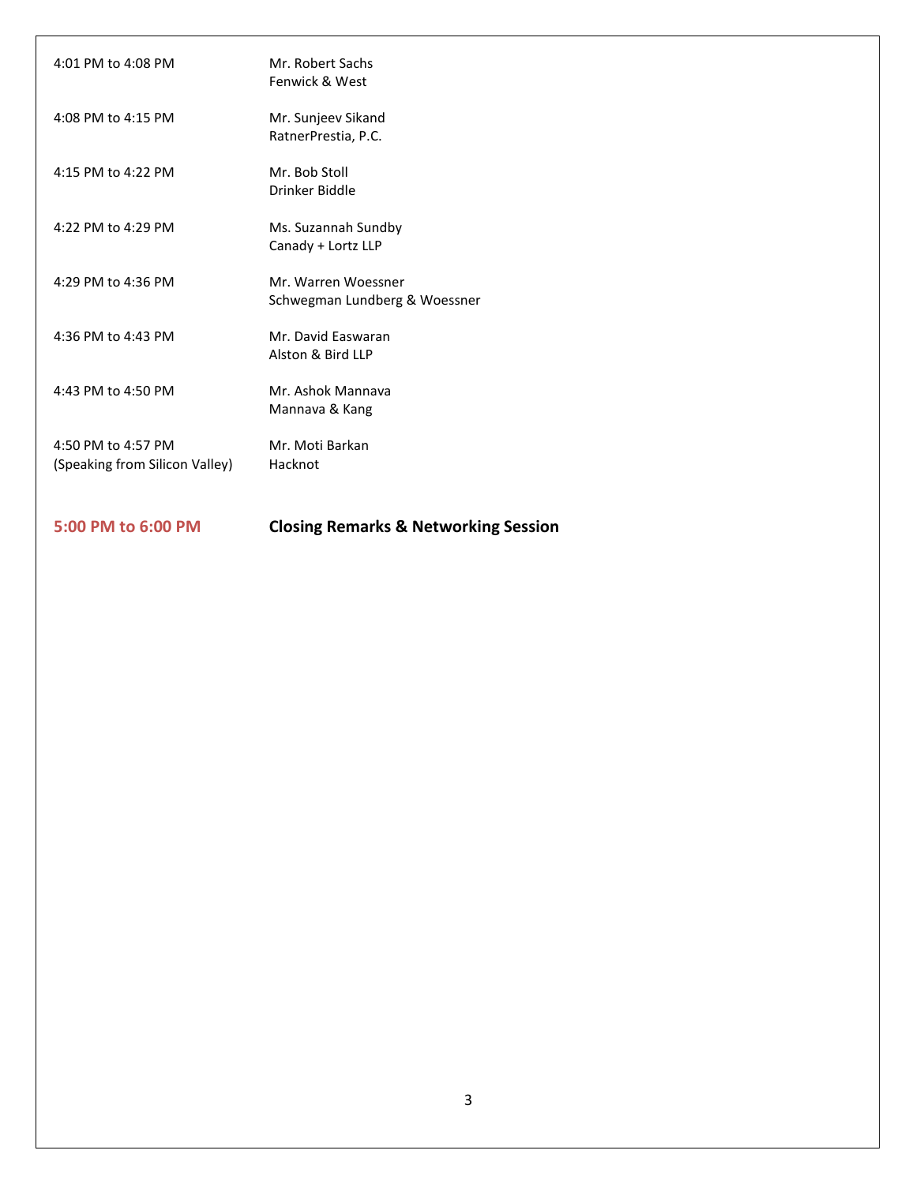| | |
|---|---|
| 4:01 PM to 4:08 PM | Mr. Robert Sachs<br>Fenwick & West |
| 4:08 PM to 4:15 PM | Mr. Sunjeev Sikand<br>RatnerPrestia, P.C. |
| 4:15 PM to 4:22 PM | Mr. Bob Stoll<br>Drinker Biddle |
| 4:22 PM to 4:29 PM | Ms. Suzannah Sundby<br>Canady + Lortz LLP |
| 4:29 PM to 4:36 PM | Mr. Warren Woessner<br>Schwegman Lundberg & Woessner |
| 4:36 PM to 4:43 PM | Mr. David Easwaran<br>Alston & Bird LLP |
| 4:43 PM to 4:50 PM | Mr. Ashok Mannava<br>Mannava & Kang |
| 4:50 PM to 4:57 PM<br>(Speaking from Silicon Valley) | Mr. Moti Barkan<br>Hacknot |

**5:00 PM to 6:00 PM** **Closing Remarks & Networking Session**